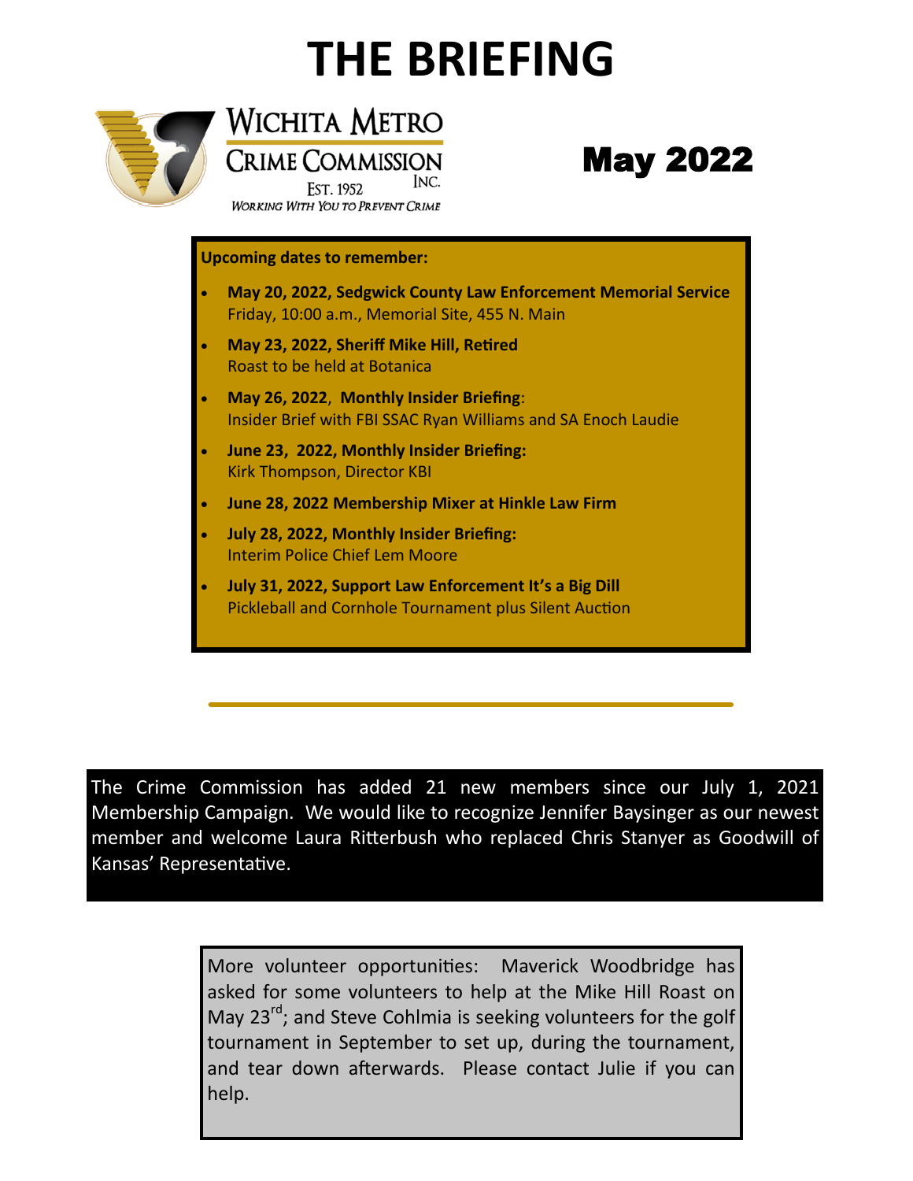# THE BRIEFING

**Wichita Metro Crime Commission Inc.**
Est. 1952
*Working With You to Prevent Crime*

## May 2022

**Upcoming dates to remember:**

- **May 20, 2022, Sedgwick County Law Enforcement Memorial Service**
  Friday, 10:00 a.m., Memorial Site, 455 N. Main
- **May 23, 2022, Sheriff Mike Hill, Retired**
  Roast to be held at Botanica
- **May 26, 2022**, **Monthly Insider Briefing**:
  Insider Brief with FBI SSAC Ryan Williams and SA Enoch Laudie
- **June 23, 2022, Monthly Insider Briefing:**
  Kirk Thompson, Director KBI
- **June 28, 2022 Membership Mixer at Hinkle Law Firm**
- **July 28, 2022, Monthly Insider Briefing:**
  Interim Police Chief Lem Moore
- **July 31, 2022, Support Law Enforcement It's a Big Dill**
  Pickleball and Cornhole Tournament plus Silent Auction

---

The Crime Commission has added 21 new members since our July 1, 2021 Membership Campaign. We would like to recognize Jennifer Baysinger as our newest member and welcome Laura Ritterbush who replaced Chris Stanyer as Goodwill of Kansas' Representative.

More volunteer opportunities: Maverick Woodbridge has asked for some volunteers to help at the Mike Hill Roast on May 23rd; and Steve Cohlmia is seeking volunteers for the golf tournament in September to set up, during the tournament, and tear down afterwards. Please contact Julie if you can help.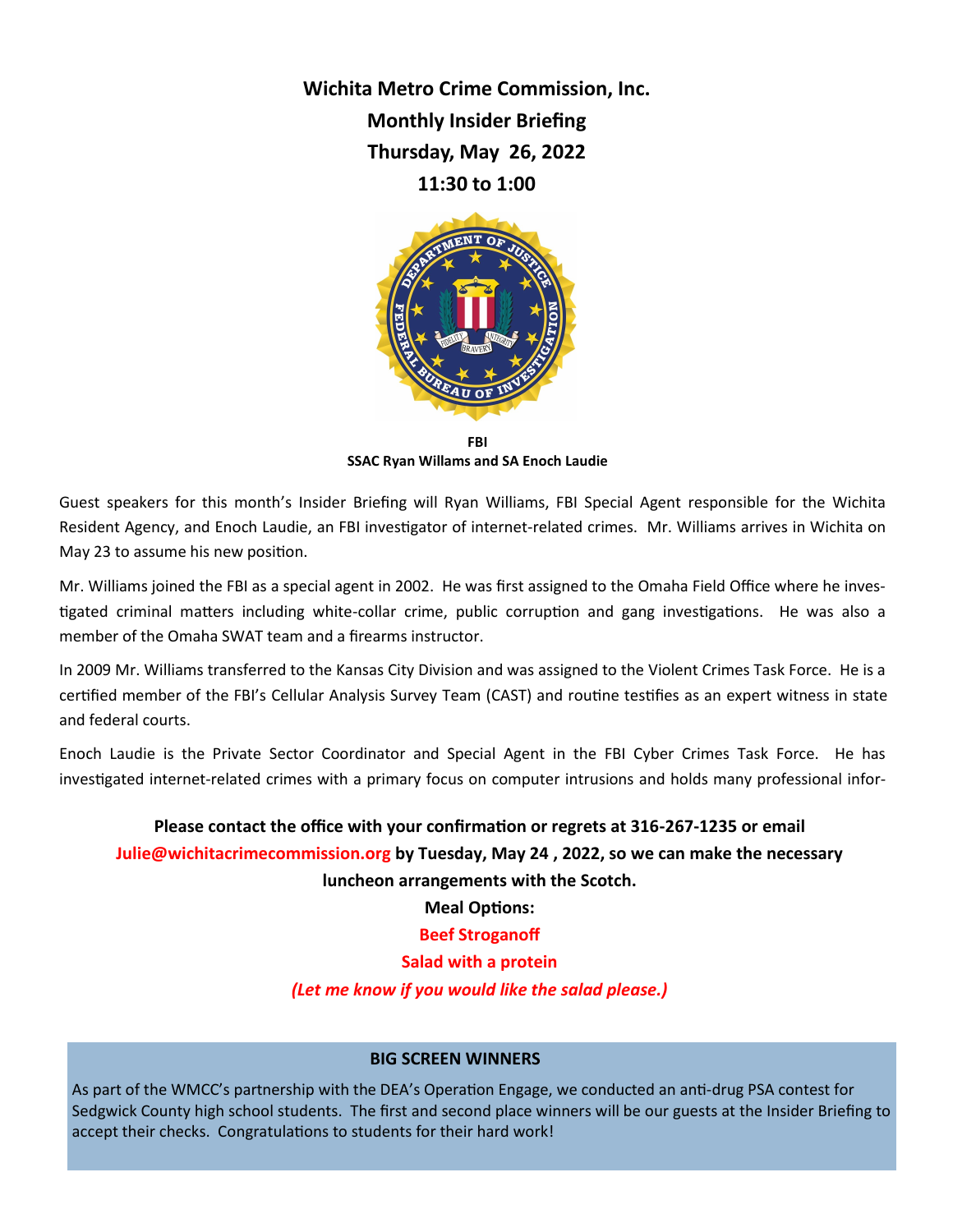**Wichita Metro Crime Commission, Inc.**

**Monthly Insider Briefing**

**Thursday, May 26, 2022**

**11:30 to 1:00**

**FBI**
**SSAC Ryan Willams and SA Enoch Laudie**

Guest speakers for this month's Insider Briefing will Ryan Williams, FBI Special Agent responsible for the Wichita Resident Agency, and Enoch Laudie, an FBI investigator of internet-related crimes. Mr. Williams arrives in Wichita on May 23 to assume his new position.

Mr. Williams joined the FBI as a special agent in 2002. He was first assigned to the Omaha Field Office where he investigated criminal matters including white-collar crime, public corruption and gang investigations. He was also a member of the Omaha SWAT team and a firearms instructor.

In 2009 Mr. Williams transferred to the Kansas City Division and was assigned to the Violent Crimes Task Force. He is a certified member of the FBI's Cellular Analysis Survey Team (CAST) and routine testifies as an expert witness in state and federal courts.

Enoch Laudie is the Private Sector Coordinator and Special Agent in the FBI Cyber Crimes Task Force. He has investigated internet-related crimes with a primary focus on computer intrusions and holds many professional infor-

**Please contact the office with your confirmation or regrets at 316-267-1235 or email Julie@wichitacrimecommission.org by Tuesday, May 24 , 2022, so we can make the necessary luncheon arrangements with the Scotch.**

**Meal Options:**

**Beef Stroganoff**

**Salad with a protein**

***(Let me know if you would like the salad please.)***

**BIG SCREEN WINNERS**

As part of the WMCC's partnership with the DEA's Operation Engage, we conducted an anti-drug PSA contest for Sedgwick County high school students. The first and second place winners will be our guests at the Insider Briefing to accept their checks. Congratulations to students for their hard work!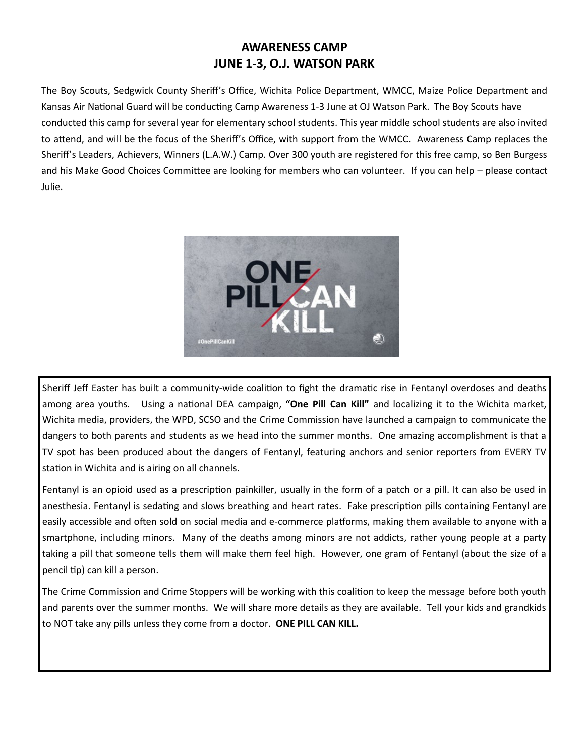## AWARENESS CAMP
## JUNE 1-3, O.J. WATSON PARK

The Boy Scouts, Sedgwick County Sheriff's Office, Wichita Police Department, WMCC, Maize Police Department and Kansas Air National Guard will be conducting Camp Awareness 1-3 June at OJ Watson Park. The Boy Scouts have conducted this camp for several year for elementary school students. This year middle school students are also invited to attend, and will be the focus of the Sheriff's Office, with support from the WMCC. Awareness Camp replaces the Sheriff's Leaders, Achievers, Winners (L.A.W.) Camp. Over 300 youth are registered for this free camp, so Ben Burgess and his Make Good Choices Committee are looking for members who can volunteer. If you can help – please contact Julie.

Sheriff Jeff Easter has built a community-wide coalition to fight the dramatic rise in Fentanyl overdoses and deaths among area youths. Using a national DEA campaign, **"One Pill Can Kill"** and localizing it to the Wichita market, Wichita media, providers, the WPD, SCSO and the Crime Commission have launched a campaign to communicate the dangers to both parents and students as we head into the summer months. One amazing accomplishment is that a TV spot has been produced about the dangers of Fentanyl, featuring anchors and senior reporters from EVERY TV station in Wichita and is airing on all channels.

Fentanyl is an opioid used as a prescription painkiller, usually in the form of a patch or a pill. It can also be used in anesthesia. Fentanyl is sedating and slows breathing and heart rates. Fake prescription pills containing Fentanyl are easily accessible and often sold on social media and e-commerce platforms, making them available to anyone with a smartphone, including minors. Many of the deaths among minors are not addicts, rather young people at a party taking a pill that someone tells them will make them feel high. However, one gram of Fentanyl (about the size of a pencil tip) can kill a person.

The Crime Commission and Crime Stoppers will be working with this coalition to keep the message before both youth and parents over the summer months. We will share more details as they are available. Tell your kids and grandkids to NOT take any pills unless they come from a doctor. **ONE PILL CAN KILL.**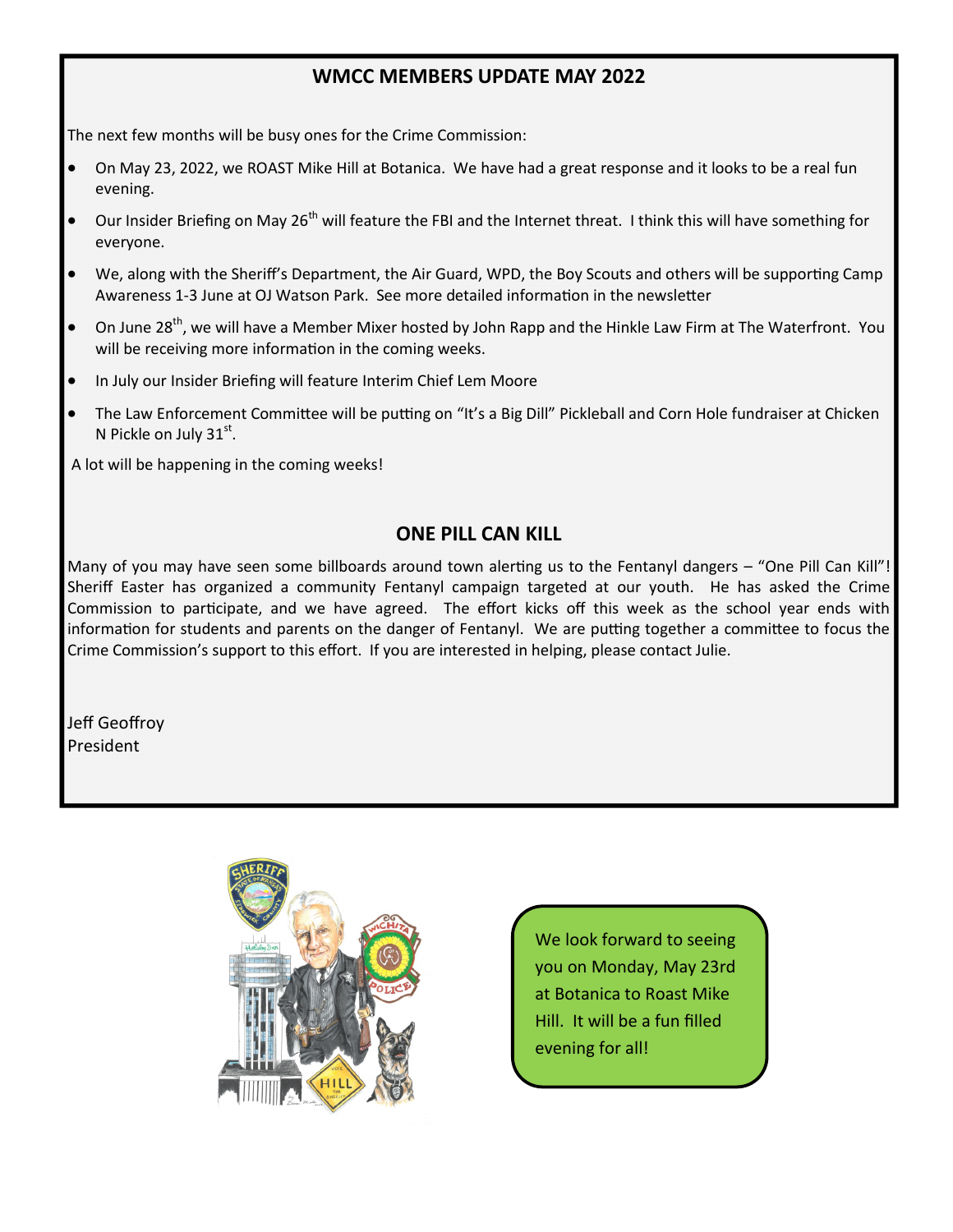## WMCC MEMBERS UPDATE MAY 2022

The next few months will be busy ones for the Crime Commission:

- On May 23, 2022, we ROAST Mike Hill at Botanica. We have had a great response and it looks to be a real fun evening.
- Our Insider Briefing on May 26th will feature the FBI and the Internet threat. I think this will have something for everyone.
- We, along with the Sheriff's Department, the Air Guard, WPD, the Boy Scouts and others will be supporting Camp Awareness 1-3 June at OJ Watson Park. See more detailed information in the newsletter
- On June 28th, we will have a Member Mixer hosted by John Rapp and the Hinkle Law Firm at The Waterfront. You will be receiving more information in the coming weeks.
- In July our Insider Briefing will feature Interim Chief Lem Moore
- The Law Enforcement Committee will be putting on "It's a Big Dill" Pickleball and Corn Hole fundraiser at Chicken N Pickle on July 31st.

A lot will be happening in the coming weeks!

## ONE PILL CAN KILL

Many of you may have seen some billboards around town alerting us to the Fentanyl dangers – "One Pill Can Kill"! Sheriff Easter has organized a community Fentanyl campaign targeted at our youth. He has asked the Crime Commission to participate, and we have agreed. The effort kicks off this week as the school year ends with information for students and parents on the danger of Fentanyl. We are putting together a committee to focus the Crime Commission's support to this effort. If you are interested in helping, please contact Julie.

Jeff Geoffroy
President

We look forward to seeing you on Monday, May 23rd at Botanica to Roast Mike Hill. It will be a fun filled evening for all!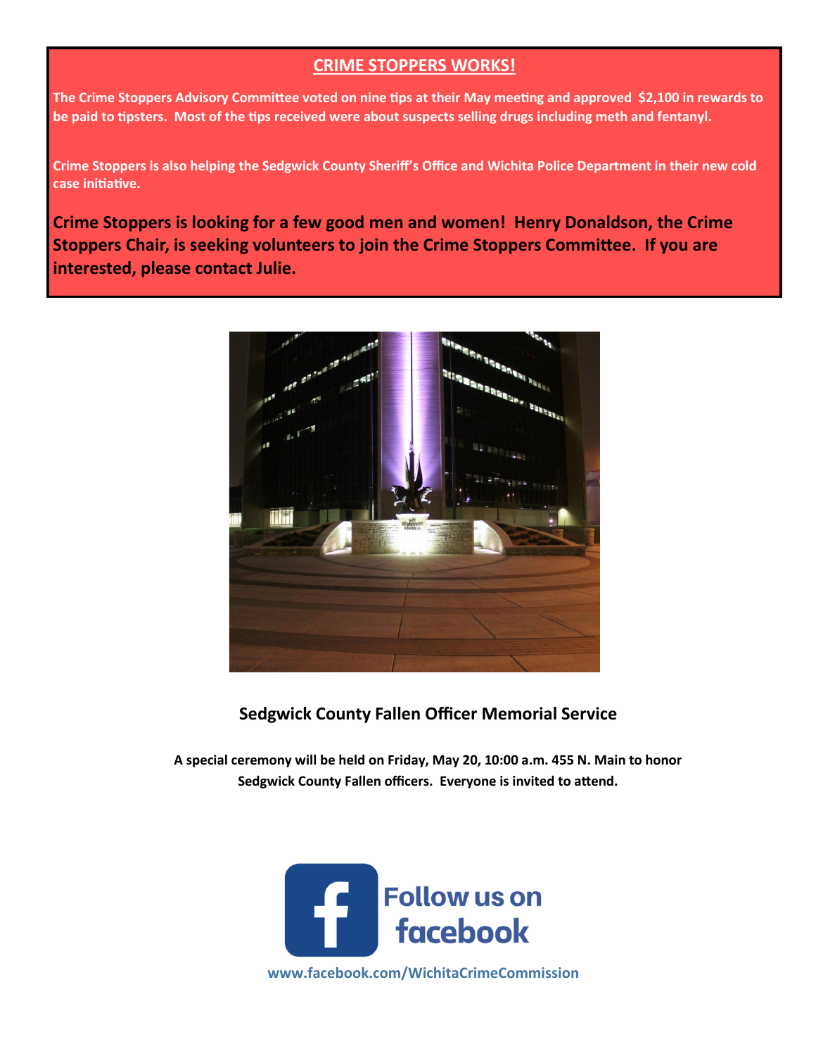## CRIME STOPPERS WORKS!

**The Crime Stoppers Advisory Committee voted on nine tips at their May meeting and approved $2,100 in rewards to be paid to tipsters. Most of the tips received were about suspects selling drugs including meth and fentanyl.**

**Crime Stoppers is also helping the Sedgwick County Sheriff's Office and Wichita Police Department in their new cold case initiative.**

**Crime Stoppers is looking for a few good men and women! Henry Donaldson, the Crime Stoppers Chair, is seeking volunteers to join the Crime Stoppers Committee. If you are interested, please contact Julie.**

### Sedgwick County Fallen Officer Memorial Service

**A special ceremony will be held on Friday, May 20, 10:00 a.m. 455 N. Main to honor Sedgwick County Fallen officers. Everyone is invited to attend.**

**Follow us on facebook**

**www.facebook.com/WichitaCrimeCommission**